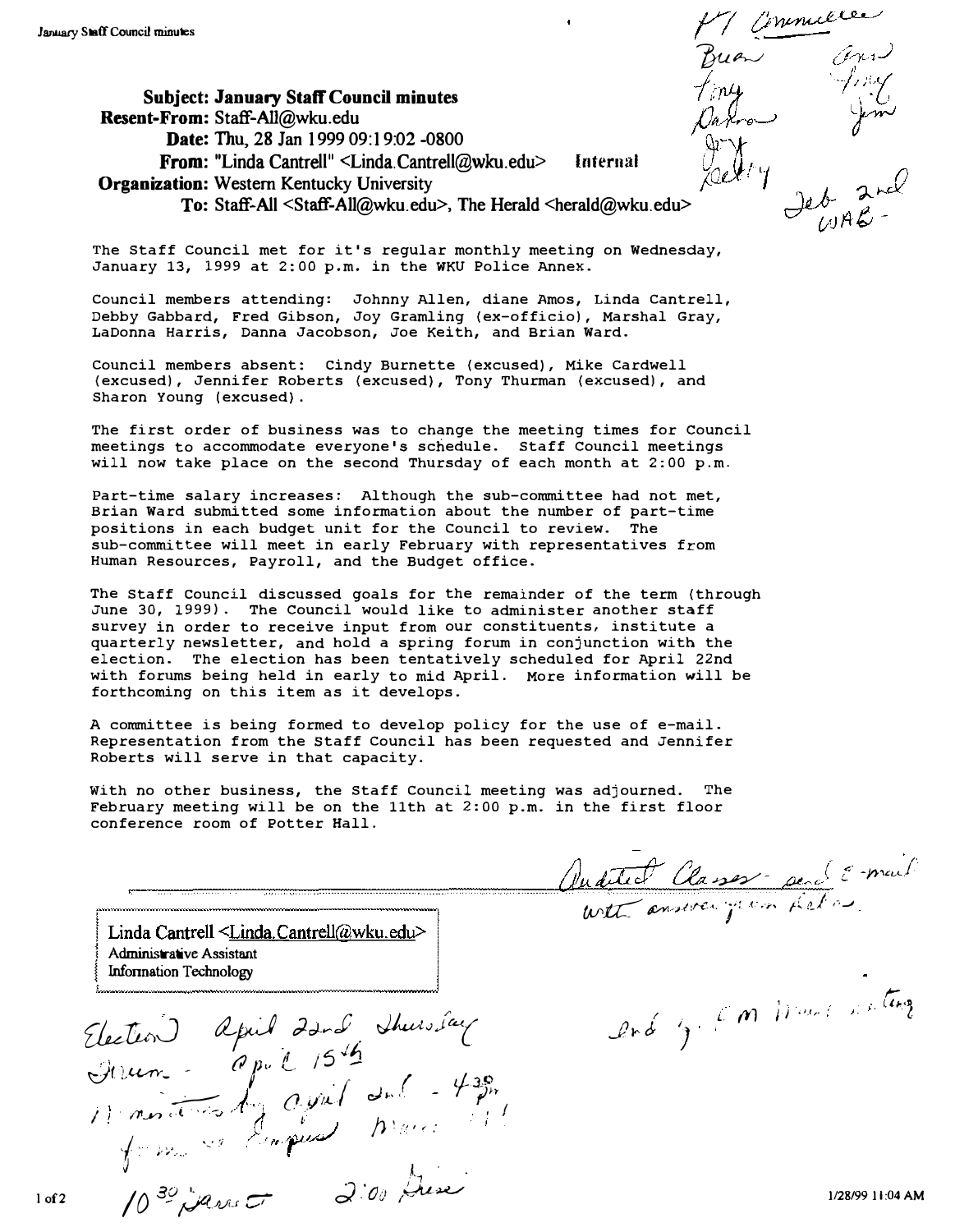**Subject:** January Staff Council minutes
**Resent-From:** Staff-All@wku.edu
**Date:** Thu, 28 Jan 1999 09:19:02 -0800
**From:** "Linda Cantrell" <Linda.Cantrell@wku.edu> Internal
**Organization:** Western Kentucky University
**To:** Staff-All <Staff-All@wku.edu>, The Herald <herald@wku.edu>

The Staff Council met for it's regular monthly meeting on Wednesday, January 13, 1999 at 2:00 p.m. in the WKU Police Annex.

Council members attending: Johnny Allen, diane Amos, Linda Cantrell, Debby Gabbard, Fred Gibson, Joy Gramling (ex-officio), Marshal Gray, LaDonna Harris, Danna Jacobson, Joe Keith, and Brian Ward.

Council members absent: Cindy Burnette (excused), Mike Cardwell (excused), Jennifer Roberts (excused), Tony Thurman (excused), and Sharon Young (excused).

The first order of business was to change the meeting times for Council meetings to accommodate everyone's schedule. Staff Council meetings will now take place on the second Thursday of each month at 2:00 p.m.

Part-time salary increases: Although the sub-committee had not met, Brian Ward submitted some information about the number of part-time positions in each budget unit for the Council to review. The sub-committee will meet in early February with representatives from Human Resources, Payroll, and the Budget office.

The Staff Council discussed goals for the remainder of the term (through June 30, 1999). The Council would like to administer another staff survey in order to receive input from our constituents, institute a quarterly newsletter, and hold a spring forum in conjunction with the election. The election has been tentatively scheduled for April 22nd with forums being held in early to mid April. More information will be forthcoming on this item as it develops.

A committee is being formed to develop policy for the use of e-mail. Representation from the Staff Council has been requested and Jennifer Roberts will serve in that capacity.

With no other business, the Staff Council meeting was adjourned. The February meeting will be on the 11th at 2:00 p.m. in the first floor conference room of Potter Hall.

Linda Cantrell <Linda.Cantrell@wku.edu>
Administrative Assistant
Information Technology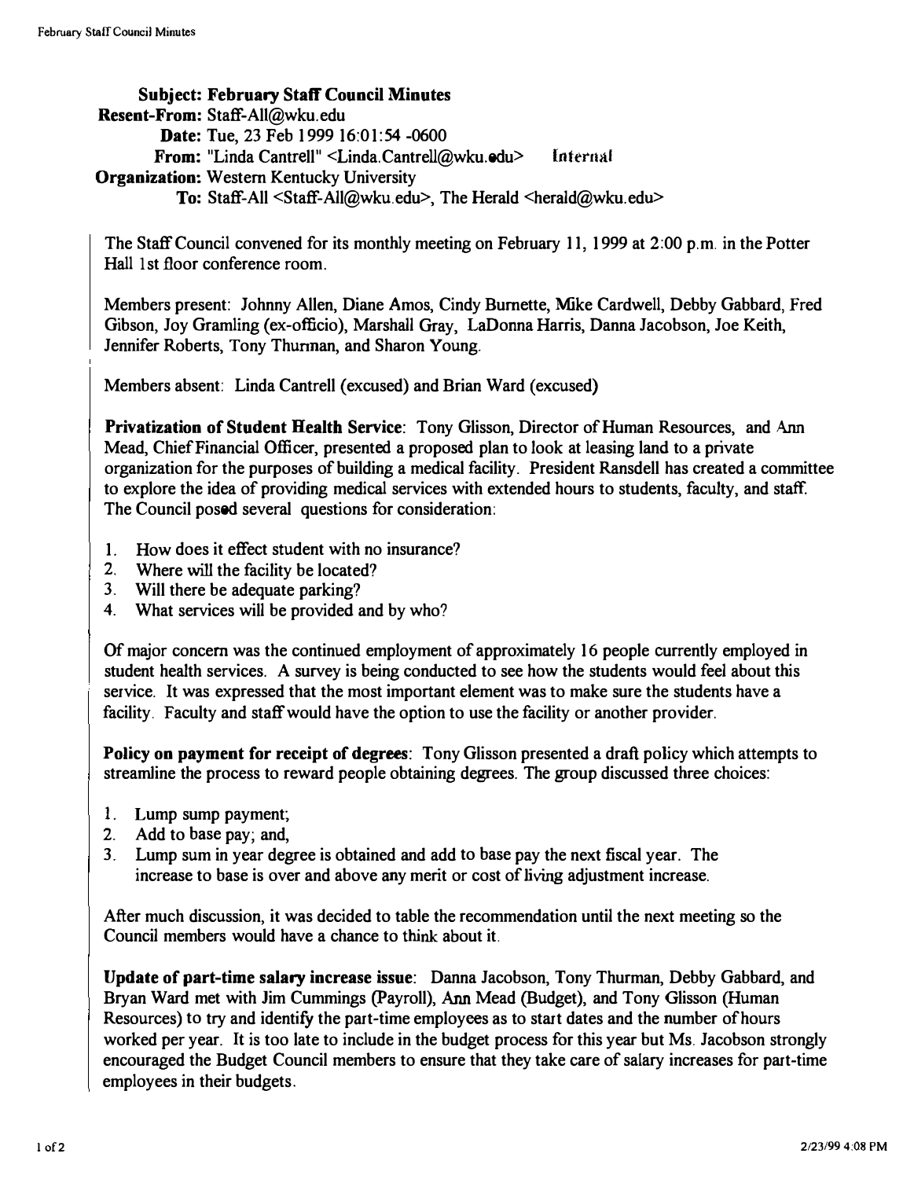**Subject: February Staff Council Minutes**
**Resent-From:** Staff-All@wku.edu
**Date:** Tue, 23 Feb 1999 16:01:54 -0600
**From:** "Linda Cantrell" <Linda.Cantrell@wku.edu> Internal
**Organization:** Western Kentucky University
**To:** Staff-All <Staff-All@wku.edu>, The Herald <herald@wku.edu>

The Staff Council convened for its monthly meeting on February 11, 1999 at 2:00 p.m. in the Potter Hall 1st floor conference room.

Members present: Johnny Allen, Diane Amos, Cindy Burnette, Mike Cardwell, Debby Gabbard, Fred Gibson, Joy Gramling (ex-officio), Marshall Gray, LaDonna Harris, Danna Jacobson, Joe Keith, Jennifer Roberts, Tony Thurman, and Sharon Young.

Members absent: Linda Cantrell (excused) and Brian Ward (excused)

**Privatization of Student Health Service**: Tony Glisson, Director of Human Resources, and Ann Mead, Chief Financial Officer, presented a proposed plan to look at leasing land to a private organization for the purposes of building a medical facility. President Ransdell has created a committee to explore the idea of providing medical services with extended hours to students, faculty, and staff. The Council posed several questions for consideration:

1. How does it effect student with no insurance?
2. Where will the facility be located?
3. Will there be adequate parking?
4. What services will be provided and by who?

Of major concern was the continued employment of approximately 16 people currently employed in student health services. A survey is being conducted to see how the students would feel about this service. It was expressed that the most important element was to make sure the students have a facility. Faculty and staff would have the option to use the facility or another provider.

**Policy on payment for receipt of degrees**: Tony Glisson presented a draft policy which attempts to streamline the process to reward people obtaining degrees. The group discussed three choices:

1. Lump sump payment;
2. Add to base pay; and,
3. Lump sum in year degree is obtained and add to base pay the next fiscal year. The increase to base is over and above any merit or cost of living adjustment increase.

After much discussion, it was decided to table the recommendation until the next meeting so the Council members would have a chance to think about it.

**Update of part-time salary increase issue**: Danna Jacobson, Tony Thurman, Debby Gabbard, and Bryan Ward met with Jim Cummings (Payroll), Ann Mead (Budget), and Tony Glisson (Human Resources) to try and identify the part-time employees as to start dates and the number of hours worked per year. It is too late to include in the budget process for this year but Ms. Jacobson strongly encouraged the Budget Council members to ensure that they take care of salary increases for part-time employees in their budgets.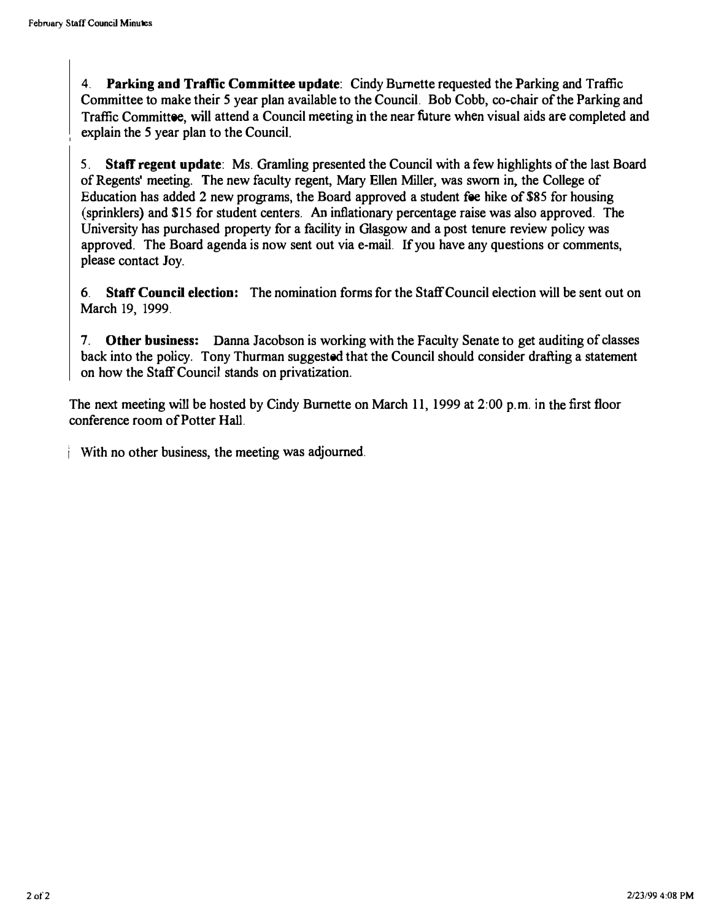4. **Parking and Traffic Committee update**: Cindy Burnette requested the Parking and Traffic Committee to make their 5 year plan available to the Council. Bob Cobb, co-chair of the Parking and Traffic Committee, will attend a Council meeting in the near future when visual aids are completed and explain the 5 year plan to the Council.

5. **Staff regent update**: Ms. Gramling presented the Council with a few highlights of the last Board of Regents' meeting. The new faculty regent, Mary Ellen Miller, was sworn in, the College of Education has added 2 new programs, the Board approved a student fee hike of $85 for housing (sprinklers) and $15 for student centers. An inflationary percentage raise was also approved. The University has purchased property for a facility in Glasgow and a post tenure review policy was approved. The Board agenda is now sent out via e-mail. If you have any questions or comments, please contact Joy.

6. **Staff Council election:** The nomination forms for the Staff Council election will be sent out on March 19, 1999.

7. **Other business:** Danna Jacobson is working with the Faculty Senate to get auditing of classes back into the policy. Tony Thurman suggested that the Council should consider drafting a statement on how the Staff Council stands on privatization.

The next meeting will be hosted by Cindy Burnette on March 11, 1999 at 2:00 p.m. in the first floor conference room of Potter Hall.

With no other business, the meeting was adjourned.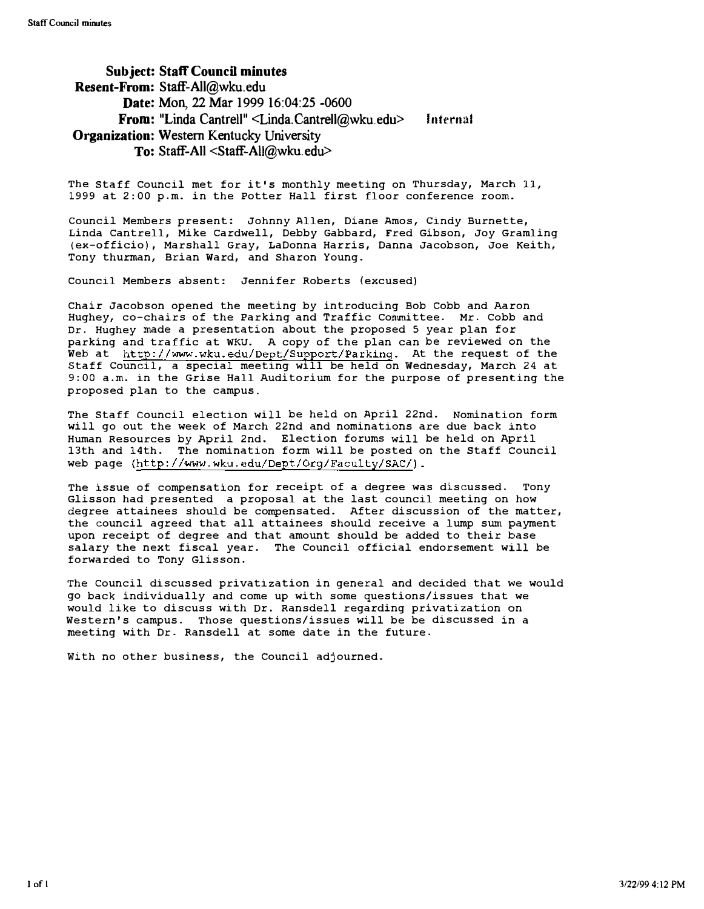**Subject:** Staff Council minutes
**Resent-From:** Staff-All@wku.edu
**Date:** Mon, 22 Mar 1999 16:04:25 -0600
**From:** "Linda Cantrell" <Linda.Cantrell@wku.edu> Internal
**Organization:** Western Kentucky University
**To:** Staff-All <Staff-All@wku.edu>

The Staff Council met for it's monthly meeting on Thursday, March 11, 1999 at 2:00 p.m. in the Potter Hall first floor conference room.

Council Members present: Johnny Allen, Diane Amos, Cindy Burnette, Linda Cantrell, Mike Cardwell, Debby Gabbard, Fred Gibson, Joy Gramling (ex-officio), Marshall Gray, LaDonna Harris, Danna Jacobson, Joe Keith, Tony thurman, Brian Ward, and Sharon Young.

Council Members absent: Jennifer Roberts (excused)

Chair Jacobson opened the meeting by introducing Bob Cobb and Aaron Hughey, co-chairs of the Parking and Traffic Committee. Mr. Cobb and Dr. Hughey made a presentation about the proposed 5 year plan for parking and traffic at WKU. A copy of the plan can be reviewed on the Web at http://www.wku.edu/Dept/Support/Parking. At the request of the Staff Council, a special meeting will be held on Wednesday, March 24 at 9:00 a.m. in the Grise Hall Auditorium for the purpose of presenting the proposed plan to the campus.

The Staff Council election will be held on April 22nd. Nomination form will go out the week of March 22nd and nominations are due back into Human Resources by April 2nd. Election forums will be held on April 13th and 14th. The nomination form will be posted on the Staff Council web page (http://www.wku.edu/Dept/Org/Faculty/SAC/).

The issue of compensation for receipt of a degree was discussed. Tony Glisson had presented a proposal at the last council meeting on how degree attainees should be compensated. After discussion of the matter, the council agreed that all attainees should receive a lump sum payment upon receipt of degree and that amount should be added to their base salary the next fiscal year. The Council official endorsement will be forwarded to Tony Glisson.

The Council discussed privatization in general and decided that we would go back individually and come up with some questions/issues that we would like to discuss with Dr. Ransdell regarding privatization on Western's campus. Those questions/issues will be be discussed in a meeting with Dr. Ransdell at some date in the future.

With no other business, the Council adjourned.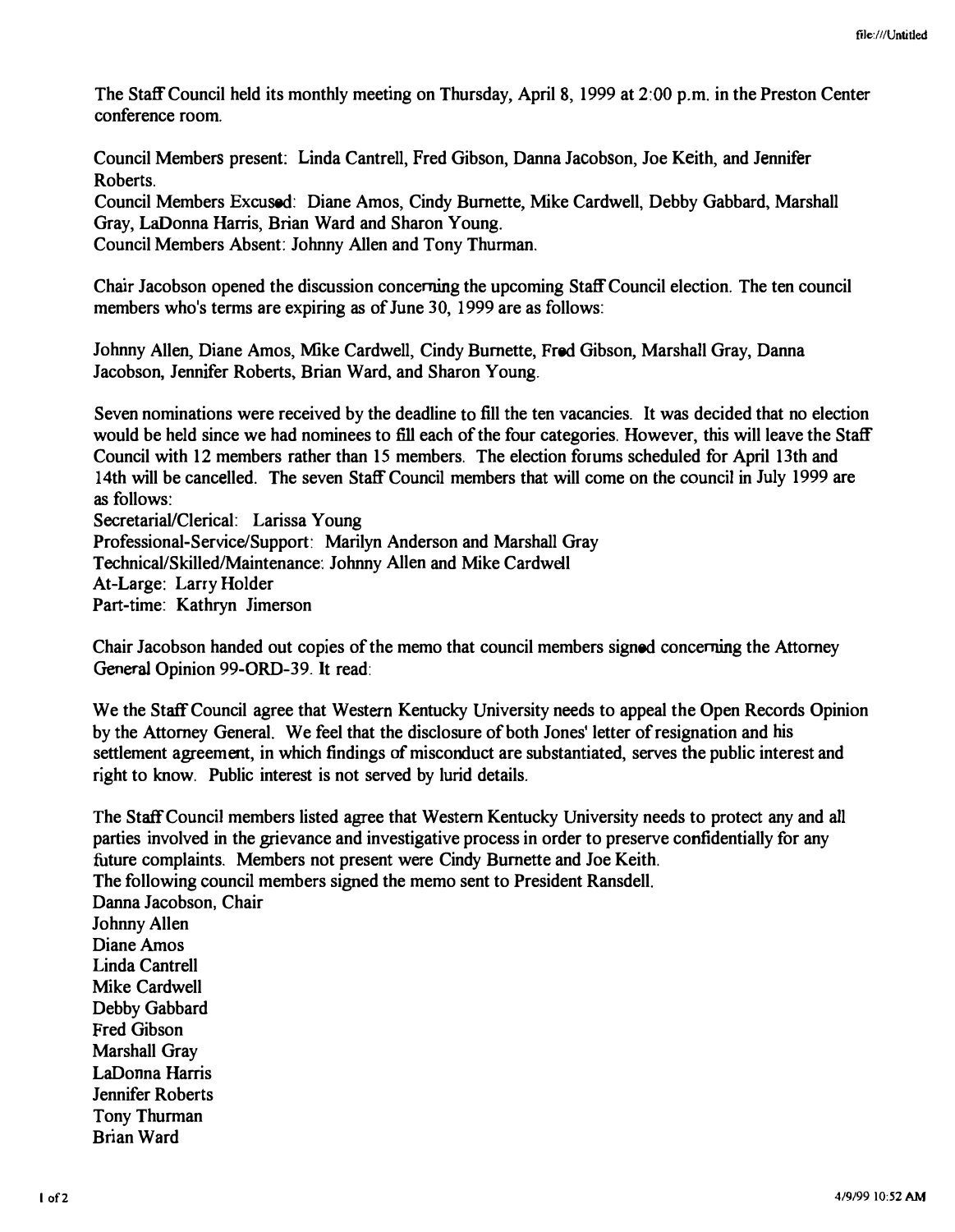The Staff Council held its monthly meeting on Thursday, April 8, 1999 at 2:00 p.m. in the Preston Center conference room.

Council Members present: Linda Cantrell, Fred Gibson, Danna Jacobson, Joe Keith, and Jennifer Roberts.
Council Members Excused: Diane Amos, Cindy Burnette, Mike Cardwell, Debby Gabbard, Marshall Gray, LaDonna Harris, Brian Ward and Sharon Young.
Council Members Absent: Johnny Allen and Tony Thurman.

Chair Jacobson opened the discussion concerning the upcoming Staff Council election. The ten council members who's terms are expiring as of June 30, 1999 are as follows:

Johnny Allen, Diane Amos, Mike Cardwell, Cindy Burnette, Fred Gibson, Marshall Gray, Danna Jacobson, Jennifer Roberts, Brian Ward, and Sharon Young.

Seven nominations were received by the deadline to fill the ten vacancies. It was decided that no election would be held since we had nominees to fill each of the four categories. However, this will leave the Staff Council with 12 members rather than 15 members. The election forums scheduled for April 13th and 14th will be cancelled. The seven Staff Council members that will come on the council in July 1999 are as follows:
Secretarial/Clerical: Larissa Young
Professional-Service/Support: Marilyn Anderson and Marshall Gray
Technical/Skilled/Maintenance: Johnny Allen and Mike Cardwell
At-Large: Larry Holder
Part-time: Kathryn Jimerson

Chair Jacobson handed out copies of the memo that council members signed concerning the Attorney General Opinion 99-ORD-39. It read:

We the Staff Council agree that Western Kentucky University needs to appeal the Open Records Opinion by the Attorney General. We feel that the disclosure of both Jones' letter of resignation and his settlement agreement, in which findings of misconduct are substantiated, serves the public interest and right to know. Public interest is not served by lurid details.

The Staff Council members listed agree that Western Kentucky University needs to protect any and all parties involved in the grievance and investigative process in order to preserve confidentially for any future complaints. Members not present were Cindy Burnette and Joe Keith.
The following council members signed the memo sent to President Ransdell.
Danna Jacobson, Chair
Johnny Allen
Diane Amos
Linda Cantrell
Mike Cardwell
Debby Gabbard
Fred Gibson
Marshall Gray
LaDonna Harris
Jennifer Roberts
Tony Thurman
Brian Ward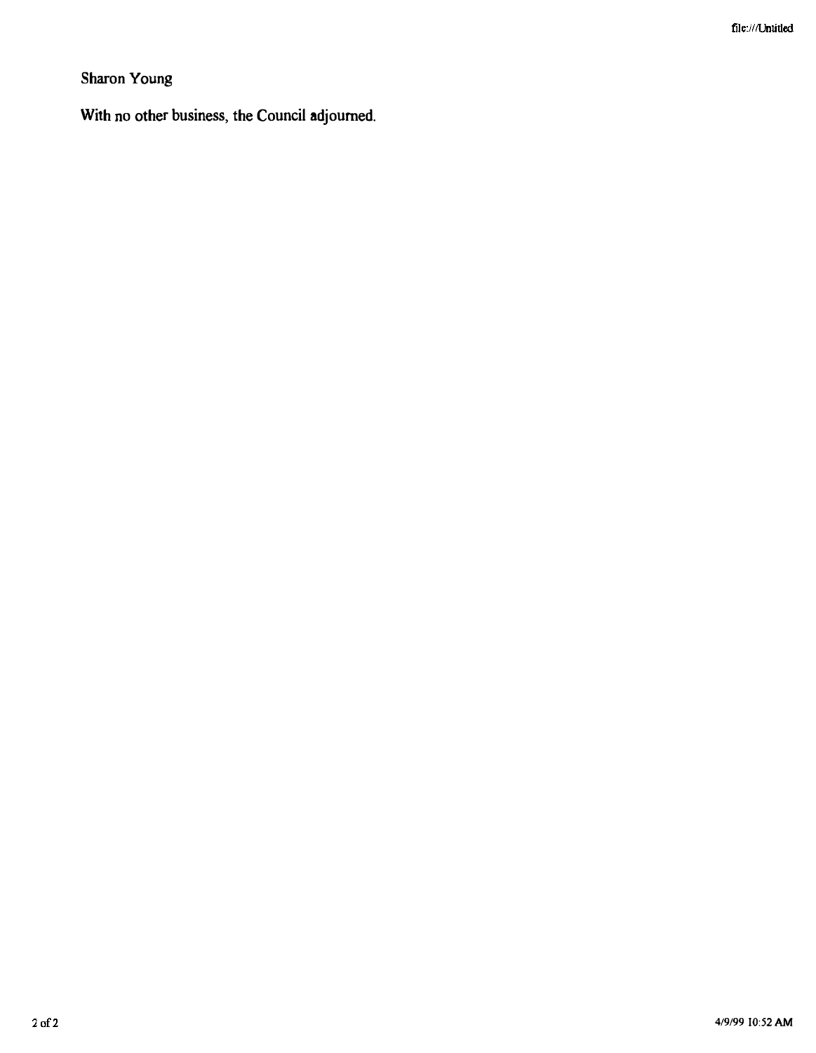Sharon Young

With no other business, the Council adjourned.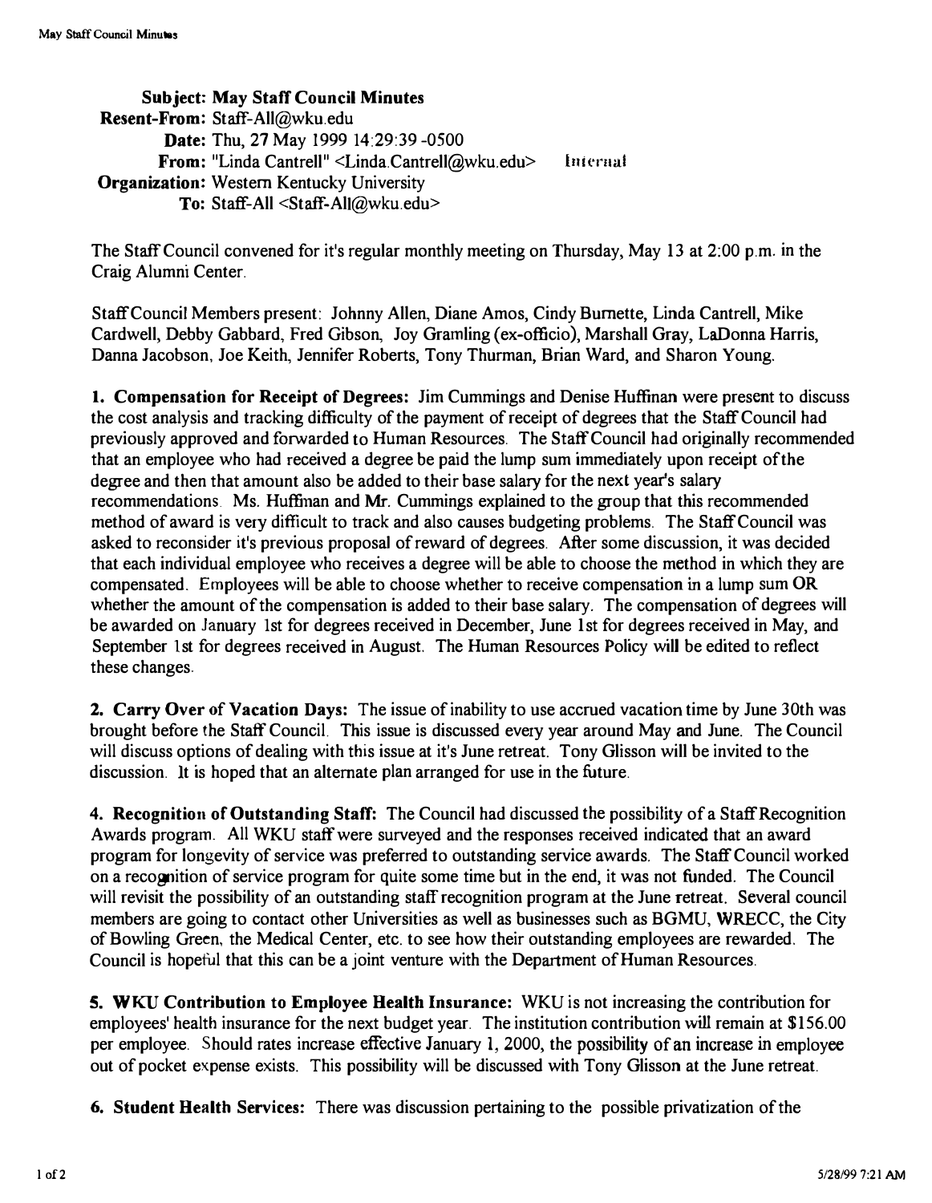**Subject:** May Staff Council Minutes
**Resent-From:** Staff-All@wku.edu
**Date:** Thu, 27 May 1999 14:29:39 -0500
**From:** "Linda Cantrell" <Linda.Cantrell@wku.edu> Internal
**Organization:** Western Kentucky University
**To:** Staff-All <Staff-All@wku.edu>

The Staff Council convened for it's regular monthly meeting on Thursday, May 13 at 2:00 p.m. in the Craig Alumni Center.

Staff Council Members present: Johnny Allen, Diane Amos, Cindy Burnette, Linda Cantrell, Mike Cardwell, Debby Gabbard, Fred Gibson, Joy Gramling (ex-officio), Marshall Gray, LaDonna Harris, Danna Jacobson, Joe Keith, Jennifer Roberts, Tony Thurman, Brian Ward, and Sharon Young.

**1. Compensation for Receipt of Degrees:** Jim Cummings and Denise Huffman were present to discuss the cost analysis and tracking difficulty of the payment of receipt of degrees that the Staff Council had previously approved and forwarded to Human Resources. The Staff Council had originally recommended that an employee who had received a degree be paid the lump sum immediately upon receipt of the degree and then that amount also be added to their base salary for the next year's salary recommendations. Ms. Huffman and Mr. Cummings explained to the group that this recommended method of award is very difficult to track and also causes budgeting problems. The Staff Council was asked to reconsider it's previous proposal of reward of degrees. After some discussion, it was decided that each individual employee who receives a degree will be able to choose the method in which they are compensated. Employees will be able to choose whether to receive compensation in a lump sum OR whether the amount of the compensation is added to their base salary. The compensation of degrees will be awarded on January 1st for degrees received in December, June 1st for degrees received in May, and September 1st for degrees received in August. The Human Resources Policy will be edited to reflect these changes.

**2. Carry Over of Vacation Days:** The issue of inability to use accrued vacation time by June 30th was brought before the Staff Council. This issue is discussed every year around May and June. The Council will discuss options of dealing with this issue at it's June retreat. Tony Glisson will be invited to the discussion. It is hoped that an alternate plan arranged for use in the future.

**4. Recognition of Outstanding Staff:** The Council had discussed the possibility of a Staff Recognition Awards program. All WKU staff were surveyed and the responses received indicated that an award program for longevity of service was preferred to outstanding service awards. The Staff Council worked on a recognition of service program for quite some time but in the end, it was not funded. The Council will revisit the possibility of an outstanding staff recognition program at the June retreat. Several council members are going to contact other Universities as well as businesses such as BGMU, WRECC, the City of Bowling Green, the Medical Center, etc. to see how their outstanding employees are rewarded. The Council is hopeful that this can be a joint venture with the Department of Human Resources.

**5. WKU Contribution to Employee Health Insurance:** WKU is not increasing the contribution for employees' health insurance for the next budget year. The institution contribution will remain at $156.00 per employee. Should rates increase effective January 1, 2000, the possibility of an increase in employee out of pocket expense exists. This possibility will be discussed with Tony Glisson at the June retreat.

**6. Student Health Services:** There was discussion pertaining to the possible privatization of the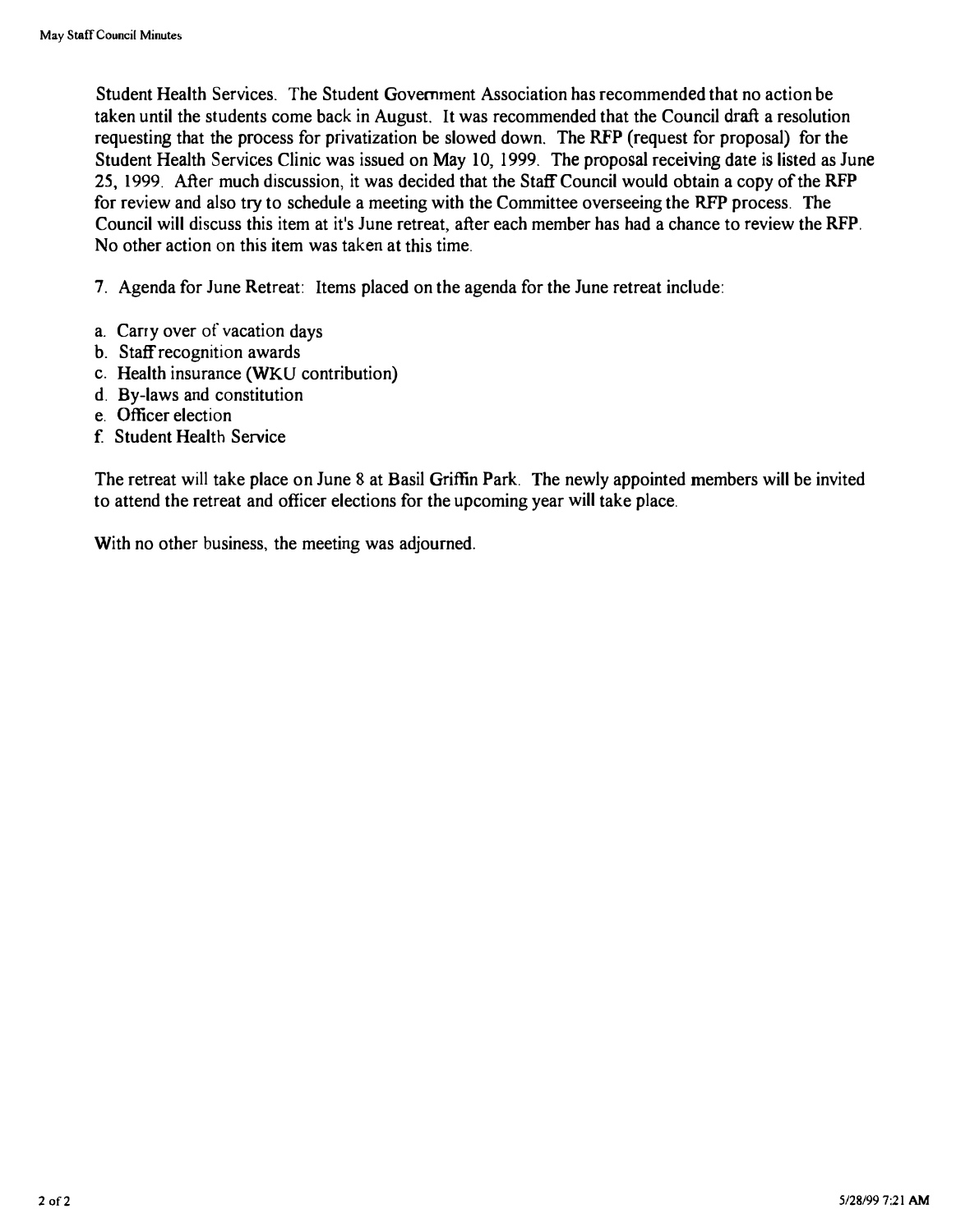Student Health Services. The Student Government Association has recommended that no action be taken until the students come back in August. It was recommended that the Council draft a resolution requesting that the process for privatization be slowed down. The RFP (request for proposal) for the Student Health Services Clinic was issued on May 10, 1999. The proposal receiving date is listed as June 25, 1999. After much discussion, it was decided that the Staff Council would obtain a copy of the RFP for review and also try to schedule a meeting with the Committee overseeing the RFP process. The Council will discuss this item at it's June retreat, after each member has had a chance to review the RFP. No other action on this item was taken at this time.

7. Agenda for June Retreat: Items placed on the agenda for the June retreat include:

a. Carry over of vacation days
b. Staff recognition awards
c. Health insurance (WKU contribution)
d. By-laws and constitution
e. Officer election
f. Student Health Service

The retreat will take place on June 8 at Basil Griffin Park. The newly appointed members will be invited to attend the retreat and officer elections for the upcoming year will take place.

With no other business, the meeting was adjourned.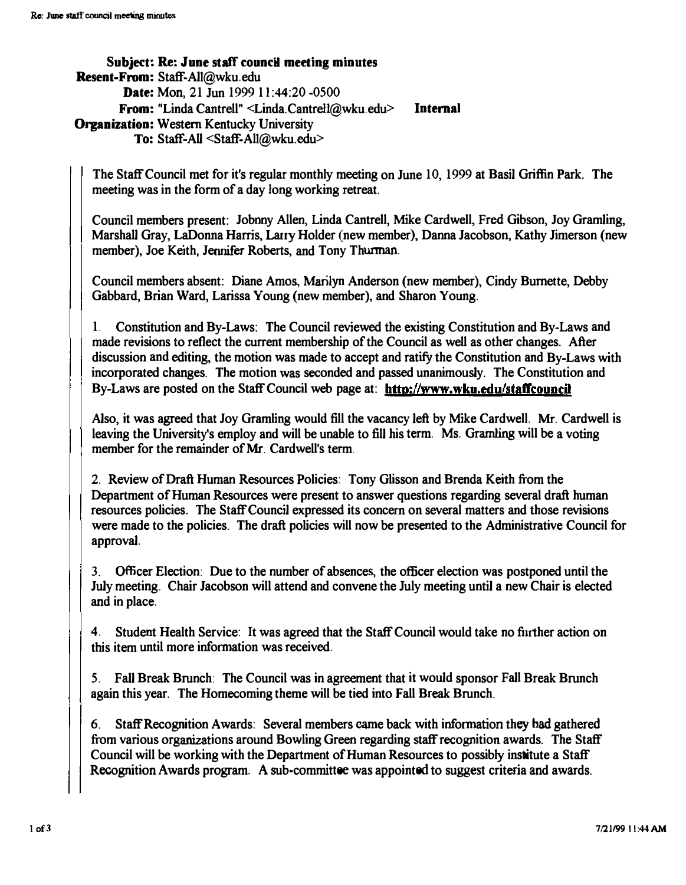**Subject:** Re: June staff council meeting minutes
**Resent-From:** Staff-All@wku.edu
**Date:** Mon, 21 Jun 1999 11:44:20 -0500
**From:** "Linda Cantrell" <Linda.Cantrell@wku.edu> **Internal**
**Organization:** Western Kentucky University
**To:** Staff-All <Staff-All@wku.edu>

The Staff Council met for it's regular monthly meeting on June 10, 1999 at Basil Griffin Park. The meeting was in the form of a day long working retreat.

Council members present: Johnny Allen, Linda Cantrell, Mike Cardwell, Fred Gibson, Joy Gramling, Marshall Gray, LaDonna Harris, Larry Holder (new member), Danna Jacobson, Kathy Jimerson (new member), Joe Keith, Jennifer Roberts, and Tony Thurman.

Council members absent: Diane Amos, Marilyn Anderson (new member), Cindy Burnette, Debby Gabbard, Brian Ward, Larissa Young (new member), and Sharon Young.

1. Constitution and By-Laws: The Council reviewed the existing Constitution and By-Laws and made revisions to reflect the current membership of the Council as well as other changes. After discussion and editing, the motion was made to accept and ratify the Constitution and By-Laws with incorporated changes. The motion was seconded and passed unanimously. The Constitution and By-Laws are posted on the Staff Council web page at: **http://www.wku.edu/staffcouncil**

Also, it was agreed that Joy Gramling would fill the vacancy left by Mike Cardwell. Mr. Cardwell is leaving the University's employ and will be unable to fill his term. Ms. Gramling will be a voting member for the remainder of Mr. Cardwell's term.

2. Review of Draft Human Resources Policies: Tony Glisson and Brenda Keith from the Department of Human Resources were present to answer questions regarding several draft human resources policies. The Staff Council expressed its concern on several matters and those revisions were made to the policies. The draft policies will now be presented to the Administrative Council for approval.

3. Officer Election: Due to the number of absences, the officer election was postponed until the July meeting. Chair Jacobson will attend and convene the July meeting until a new Chair is elected and in place.

4. Student Health Service: It was agreed that the Staff Council would take no further action on this item until more information was received.

5. Fall Break Brunch: The Council was in agreement that it would sponsor Fall Break Brunch again this year. The Homecoming theme will be tied into Fall Break Brunch.

6. Staff Recognition Awards: Several members came back with information they had gathered from various organizations around Bowling Green regarding staff recognition awards. The Staff Council will be working with the Department of Human Resources to possibly institute a Staff Recognition Awards program. A sub-committee was appointed to suggest criteria and awards.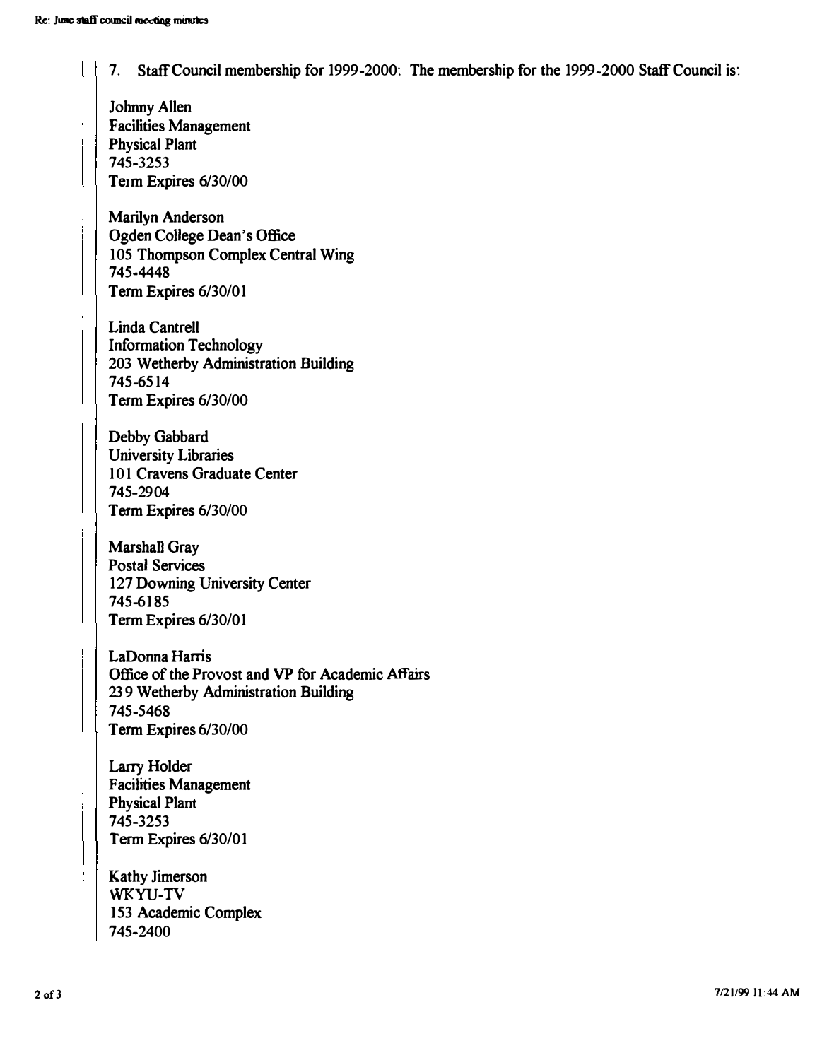7. Staff Council membership for 1999-2000: The membership for the 1999-2000 Staff Council is:

Johnny Allen
Facilities Management
Physical Plant
745-3253
Term Expires 6/30/00

Marilyn Anderson
Ogden College Dean's Office
105 Thompson Complex Central Wing
745-4448
Term Expires 6/30/01

Linda Cantrell
Information Technology
203 Wetherby Administration Building
745-6514
Term Expires 6/30/00

Debby Gabbard
University Libraries
101 Cravens Graduate Center
745-2904
Term Expires 6/30/00

Marshall Gray
Postal Services
127 Downing University Center
745-6185
Term Expires 6/30/01

LaDonna Harris
Office of the Provost and VP for Academic Affairs
239 Wetherby Administration Building
745-5468
Term Expires 6/30/00

Larry Holder
Facilities Management
Physical Plant
745-3253
Term Expires 6/30/01

Kathy Jimerson
WKYU-TV
153 Academic Complex
745-2400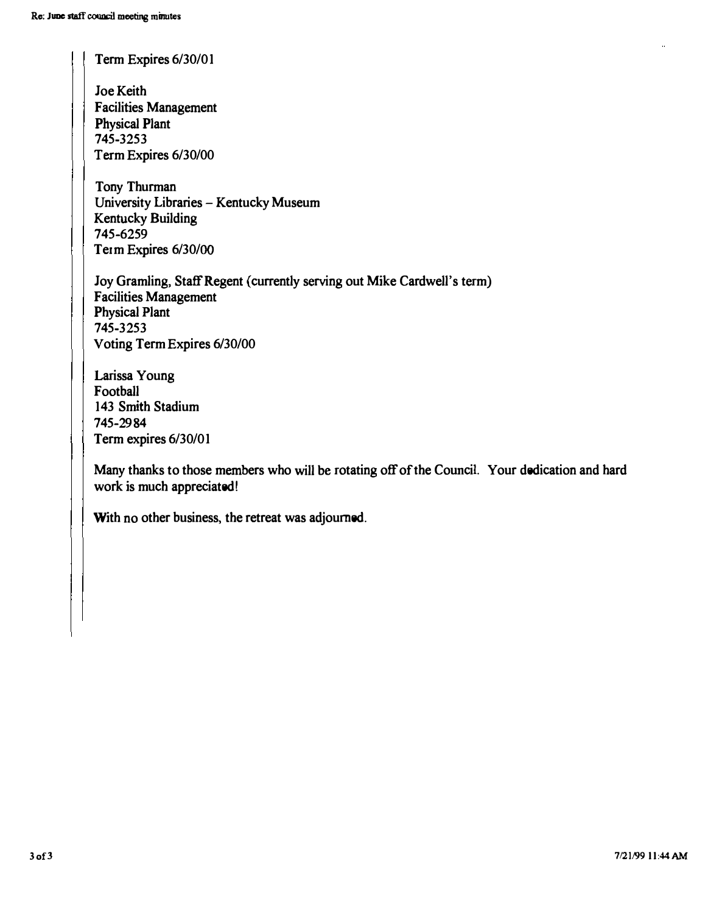Term Expires 6/30/01

Joe Keith
Facilities Management
Physical Plant
745-3253
Term Expires 6/30/00

Tony Thurman
University Libraries – Kentucky Museum
Kentucky Building
745-6259
Term Expires 6/30/00

Joy Gramling, Staff Regent (currently serving out Mike Cardwell's term)
Facilities Management
Physical Plant
745-3253
Voting Term Expires 6/30/00

Larissa Young
Football
143 Smith Stadium
745-2984
Term expires 6/30/01

Many thanks to those members who will be rotating off of the Council. Your dedication and hard work is much appreciated!

With no other business, the retreat was adjourned.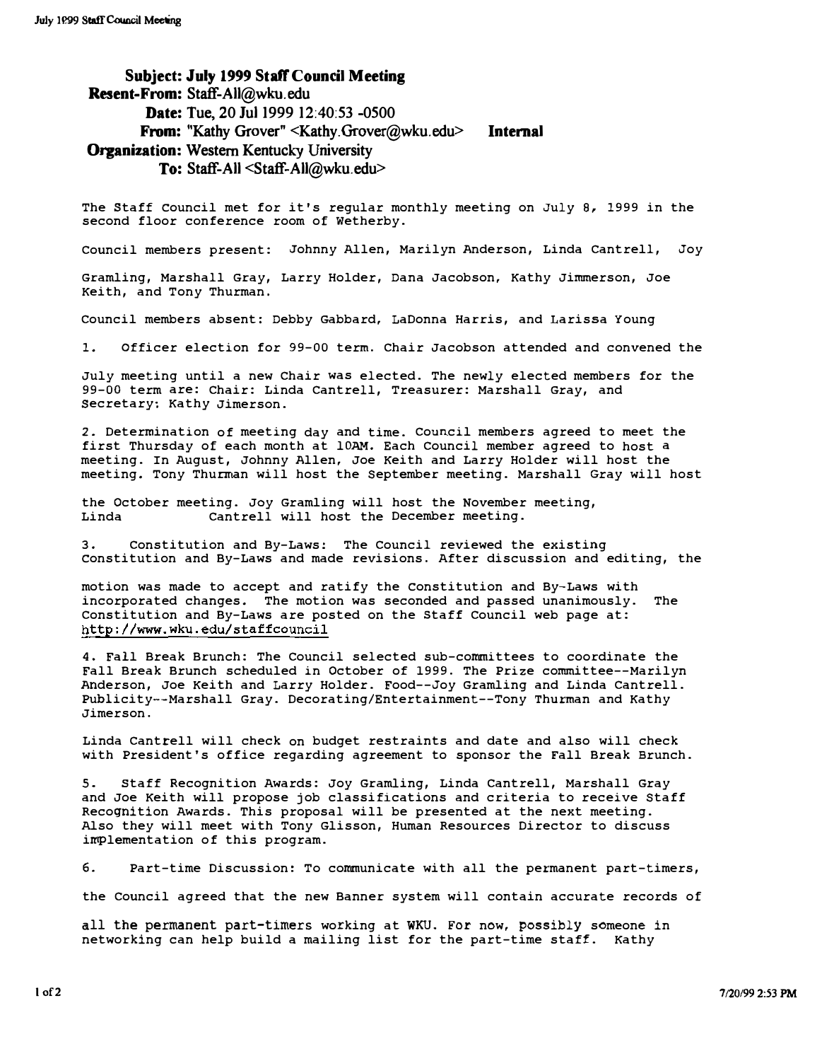**Subject:** July 1999 Staff Council Meeting
**Resent-From:** Staff-All@wku.edu
**Date:** Tue, 20 Jul 1999 12:40:53 -0500
**From:** "Kathy Grover" <Kathy.Grover@wku.edu> **Internal**
**Organization:** Western Kentucky University
**To:** Staff-All <Staff-All@wku.edu>

The Staff Council met for it's regular monthly meeting on July 8, 1999 in the second floor conference room of Wetherby.

Council members present: Johnny Allen, Marilyn Anderson, Linda Cantrell, Joy Gramling, Marshall Gray, Larry Holder, Dana Jacobson, Kathy Jimmerson, Joe Keith, and Tony Thurman.

Council members absent: Debby Gabbard, LaDonna Harris, and Larissa Young

1. Officer election for 99-00 term. Chair Jacobson attended and convened the July meeting until a new Chair was elected. The newly elected members for the 99-00 term are: Chair: Linda Cantrell, Treasurer: Marshall Gray, and Secretary: Kathy Jimerson.

2. Determination of meeting day and time. Council members agreed to meet the first Thursday of each month at 10AM. Each Council member agreed to host a meeting. In August, Johnny Allen, Joe Keith and Larry Holder will host the meeting. Tony Thurman will host the September meeting. Marshall Gray will host the October meeting. Joy Gramling will host the November meeting, Linda Cantrell will host the December meeting.

3. Constitution and By-Laws: The Council reviewed the existing Constitution and By-Laws and made revisions. After discussion and editing, the motion was made to accept and ratify the Constitution and By-Laws with incorporated changes. The motion was seconded and passed unanimously. The Constitution and By-Laws are posted on the Staff Council web page at: http://www.wku.edu/staffcouncil

4. Fall Break Brunch: The Council selected sub-committees to coordinate the Fall Break Brunch scheduled in October of 1999. The Prize committee--Marilyn Anderson, Joe Keith and Larry Holder. Food--Joy Gramling and Linda Cantrell. Publicity--Marshall Gray. Decorating/Entertainment--Tony Thurman and Kathy Jimerson.

Linda Cantrell will check on budget restraints and date and also will check with President's office regarding agreement to sponsor the Fall Break Brunch.

5. Staff Recognition Awards: Joy Gramling, Linda Cantrell, Marshall Gray and Joe Keith will propose job classifications and criteria to receive Staff Recognition Awards. This proposal will be presented at the next meeting. Also they will meet with Tony Glisson, Human Resources Director to discuss implementation of this program.

6. Part-time Discussion: To communicate with all the permanent part-timers, the Council agreed that the new Banner system will contain accurate records of all the permanent part-timers working at WKU. For now, possibly someone in networking can help build a mailing list for the part-time staff. Kathy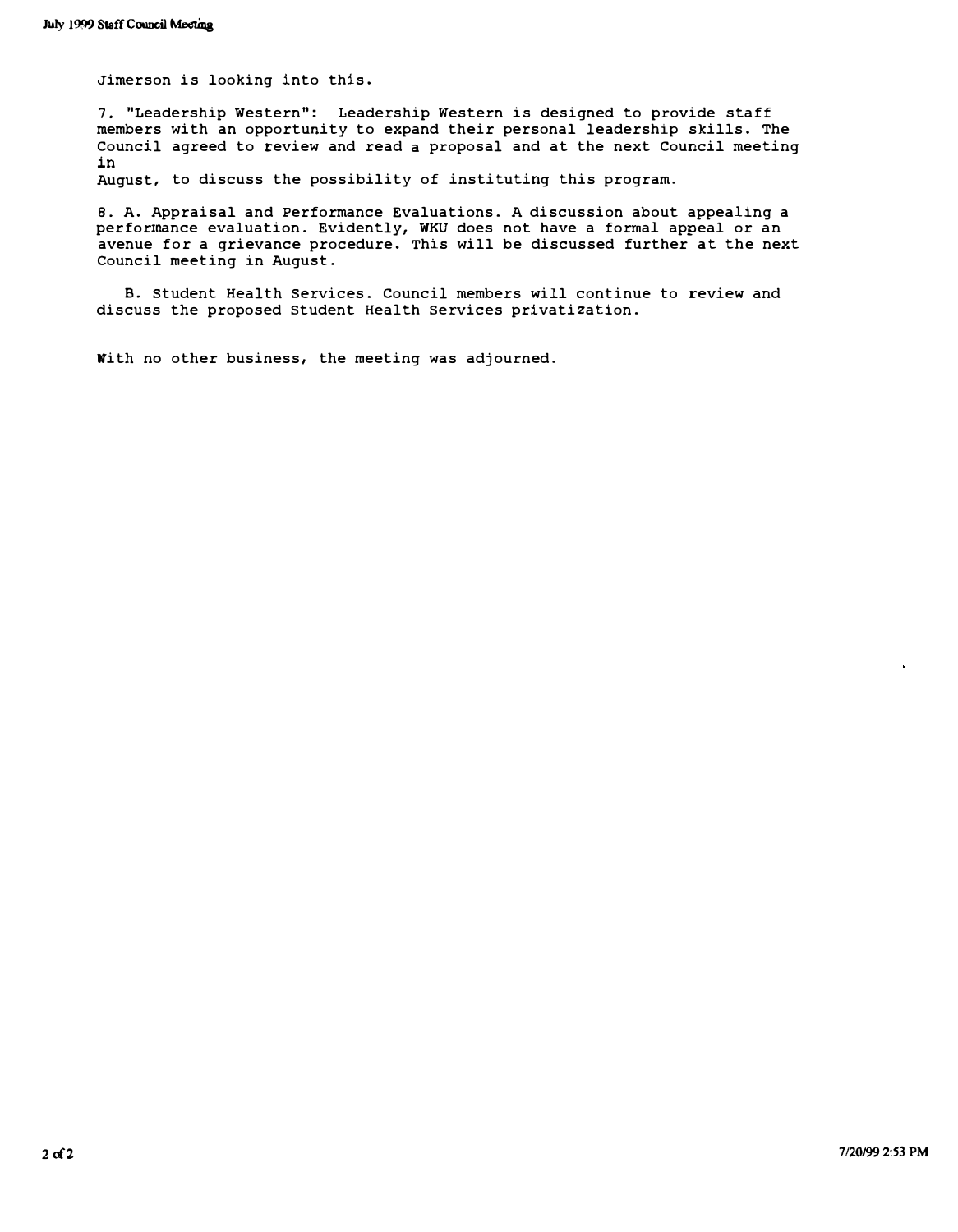Jimerson is looking into this.

7. "Leadership Western": Leadership Western is designed to provide staff members with an opportunity to expand their personal leadership skills. The Council agreed to review and read a proposal and at the next Council meeting in August, to discuss the possibility of instituting this program.

8. A. Appraisal and Performance Evaluations. A discussion about appealing a performance evaluation. Evidently, WKU does not have a formal appeal or an avenue for a grievance procedure. This will be discussed further at the next Council meeting in August.

B. Student Health Services. Council members will continue to review and discuss the proposed Student Health Services privatization.

With no other business, the meeting was adjourned.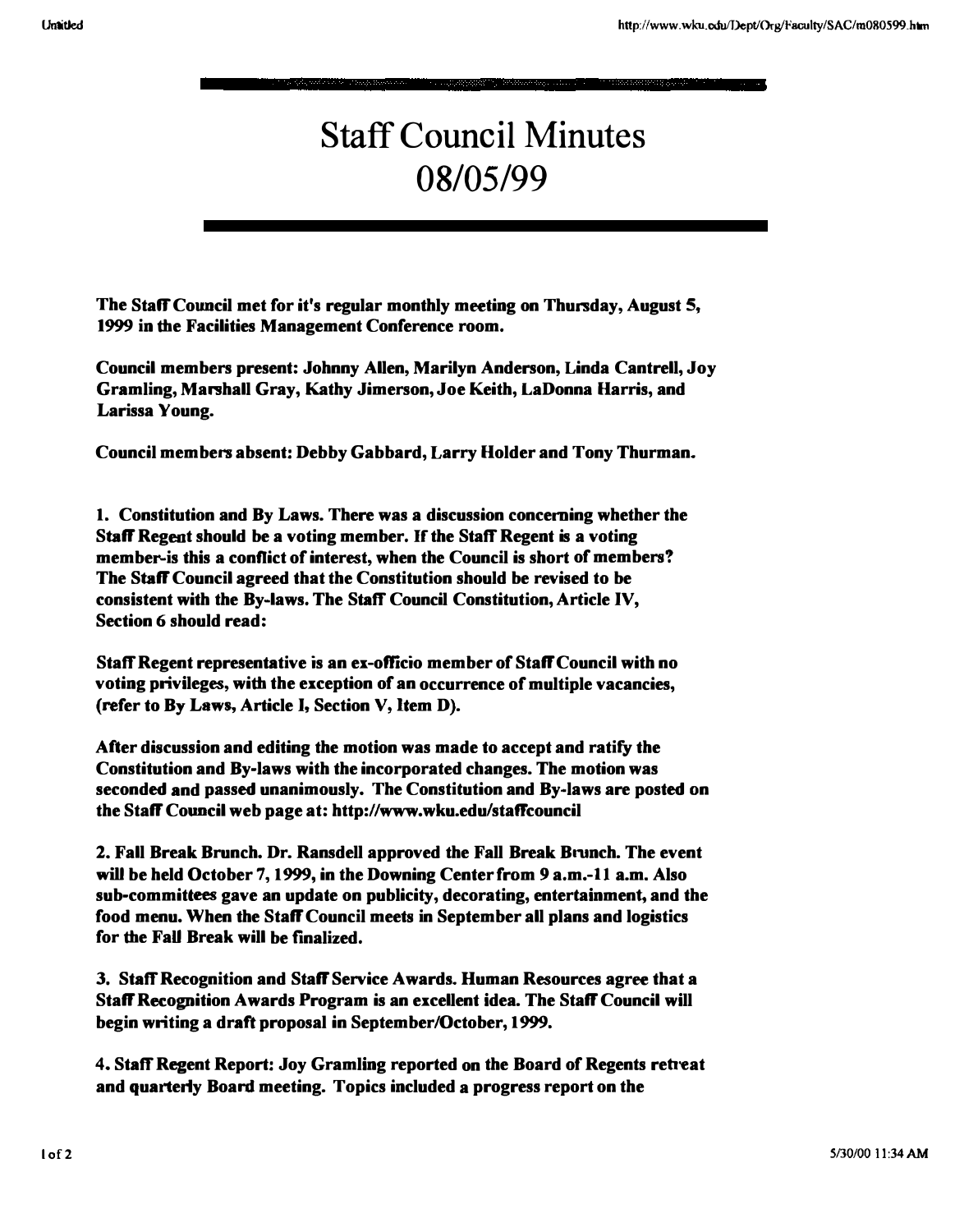# Staff Council Minutes 08/05/99

**The Staff Council met for it's regular monthly meeting on Thursday, August 5, 1999 in the Facilities Management Conference room.**

**Council members present: Johnny Allen, Marilyn Anderson, Linda Cantrell, Joy Gramling, Marshall Gray, Kathy Jimerson, Joe Keith, LaDonna Harris, and Larissa Young.**

**Council members absent: Debby Gabbard, Larry Holder and Tony Thurman.**

**1. Constitution and By Laws. There was a discussion concerning whether the Staff Regent should be a voting member. If the Staff Regent is a voting member-is this a conflict of interest, when the Council is short of members? The Staff Council agreed that the Constitution should be revised to be consistent with the By-laws. The Staff Council Constitution, Article IV, Section 6 should read:**

**Staff Regent representative is an ex-officio member of Staff Council with no voting privileges, with the exception of an occurrence of multiple vacancies, (refer to By Laws, Article I, Section V, Item D).**

**After discussion and editing the motion was made to accept and ratify the Constitution and By-laws with the incorporated changes. The motion was seconded and passed unanimously. The Constitution and By-laws are posted on the Staff Council web page at: http://www.wku.edu/staffcouncil**

**2. Fall Break Brunch. Dr. Ransdell approved the Fall Break Brunch. The event will be held October 7, 1999, in the Downing Center from 9 a.m.-11 a.m. Also sub-committees gave an update on publicity, decorating, entertainment, and the food menu. When the Staff Council meets in September all plans and logistics for the Fall Break will be finalized.**

**3. Staff Recognition and Staff Service Awards. Human Resources agree that a Staff Recognition Awards Program is an excellent idea. The Staff Council will begin writing a draft proposal in September/October, 1999.**

**4. Staff Regent Report: Joy Gramling reported on the Board of Regents retreat and quarterly Board meeting. Topics included a progress report on the**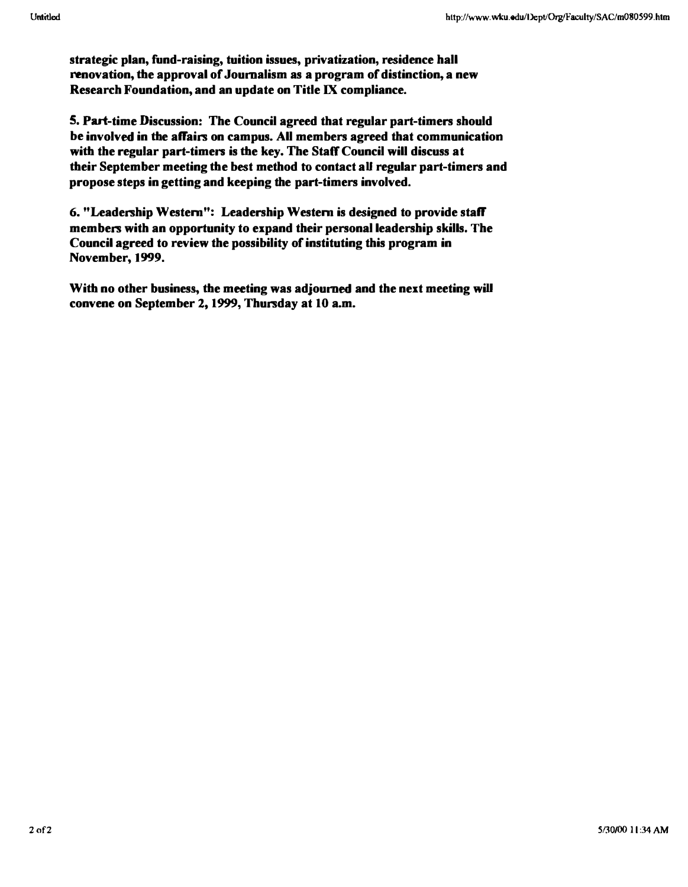**strategic plan, fund-raising, tuition issues, privatization, residence hall renovation, the approval of Journalism as a program of distinction, a new Research Foundation, and an update on Title IX compliance.**

**5. Part-time Discussion: The Council agreed that regular part-timers should be involved in the affairs on campus. All members agreed that communication with the regular part-timers is the key. The Staff Council will discuss at their September meeting the best method to contact all regular part-timers and propose steps in getting and keeping the part-timers involved.**

**6. "Leadership Western": Leadership Western is designed to provide staff members with an opportunity to expand their personal leadership skills. The Council agreed to review the possibility of instituting this program in November, 1999.**

**With no other business, the meeting was adjourned and the next meeting will convene on September 2, 1999, Thursday at 10 a.m.**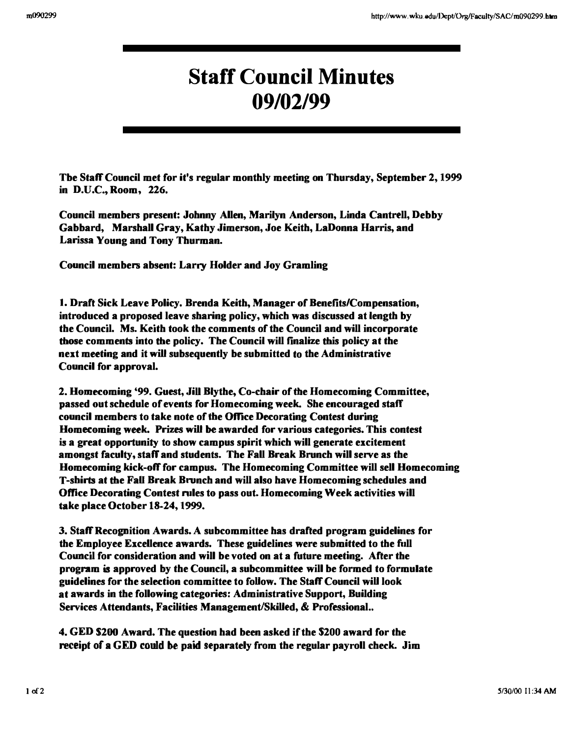# Staff Council Minutes 09/02/99

Tbe Staff Council met for it's regular monthly meeting on Thursday, September 2, 1999 in D.U.C., Room, 226.

Council members present: Johnny Allen, Marilyn Anderson, Linda Cantrell, Debby Gabbard, Marshall Gray, Kathy Jimerson, Joe Keith, LaDonna Harris, and Larissa Young and Tony Thurman.

Council members absent: Larry Holder and Joy Gramling

1. Draft Sick Leave Policy. Brenda Keith, Manager of Benefits/Compensation, introduced a proposed leave sharing policy, which was discussed at length by the Council. Ms. Keith took the comments of the Council and will incorporate those comments into the policy. The Council will finalize this policy at the next meeting and it will subsequently be submitted to the Administrative Council for approval.

2. Homecoming '99. Guest, Jill Blythe, Co-chair of the Homecoming Committee, passed out schedule of events for Homecoming week. She encouraged staff council members to take note of the Office Decorating Contest during Homecoming week. Prizes will be awarded for various categories. This contest is a great opportunity to show campus spirit which will generate excitement amongst faculty, staff and students. The Fall Break Brunch will serve as the Homecoming kick-off for campus. The Homecoming Committee will sell Homecoming T-shirts at the Fall Break Brunch and will also have Homecoming schedules and Office Decorating Contest rules to pass out. Homecoming Week activities will take place October 18-24, 1999.

3. Staff Recognition Awards. A subcommittee has drafted program guidelines for the Employee Excellence awards. These guidelines were submitted to the full Council for consideration and will be voted on at a future meeting. After the program is approved by the Council, a subcommittee will be formed to formulate guidelines for the selection committee to follow. The Staff Council will look at awards in the following categories: Administrative Support, Building Services Attendants, Facilities Management/Skilled, & Professional..

4. GED $200 Award. The question had been asked if the $200 award for the receipt of a GED could be paid separately from the regular payroll check. Jim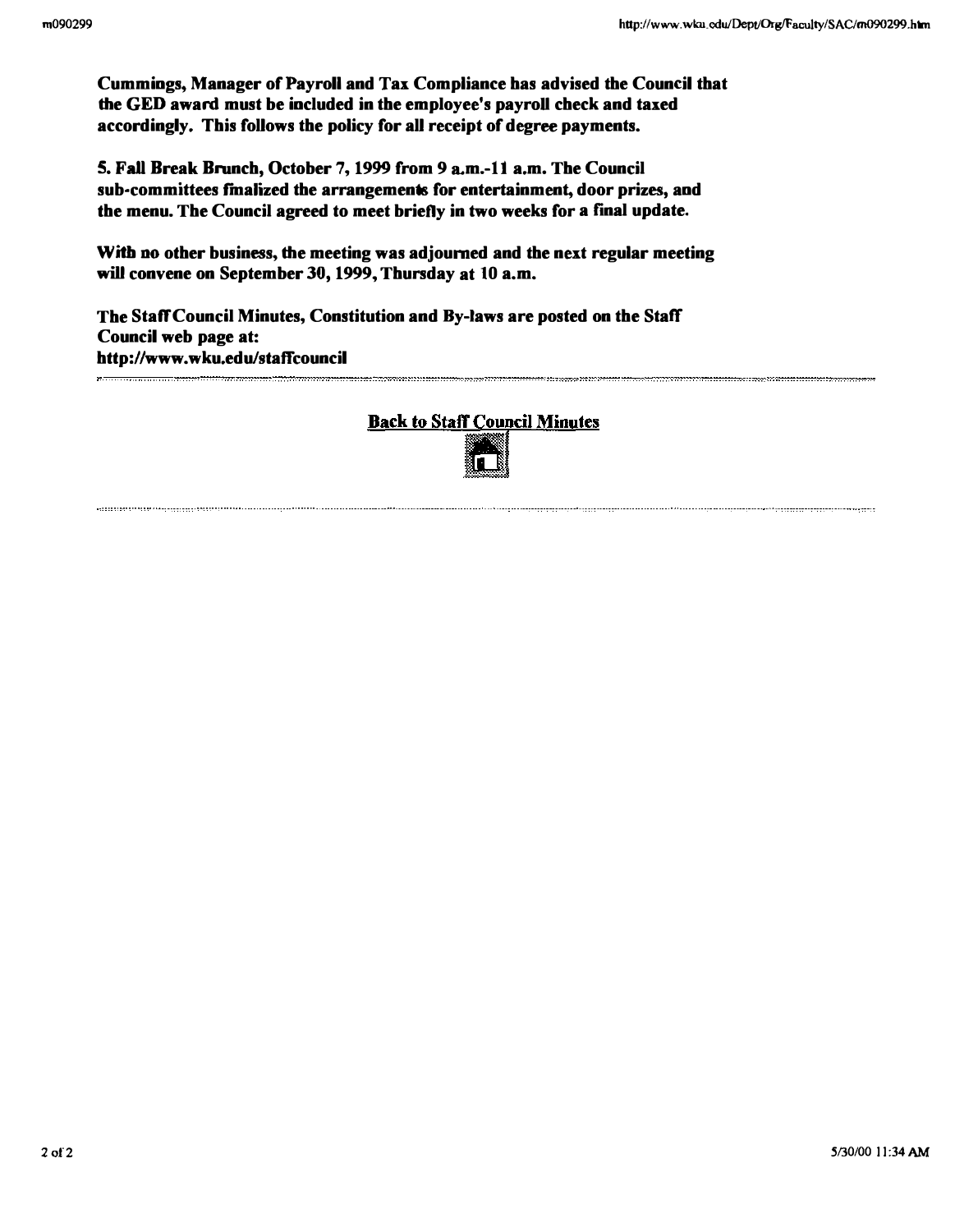**Cummings, Manager of Payroll and Tax Compliance has advised the Council that the GED award must be included in the employee's payroll check and taxed accordingly. This follows the policy for all receipt of degree payments.**

**5. Fall Break Brunch, October 7, 1999 from 9 a.m.-11 a.m. The Council sub-committees finalized the arrangements for entertainment, door prizes, and the menu. The Council agreed to meet briefly in two weeks for a final update.**

**With no other business, the meeting was adjourned and the next regular meeting will convene on September 30, 1999, Thursday at 10 a.m.**

**The Staff Council Minutes, Constitution and By-laws are posted on the Staff Council web page at: http://www.wku.edu/staffcouncil**

---

Back to Staff Council Minutes

---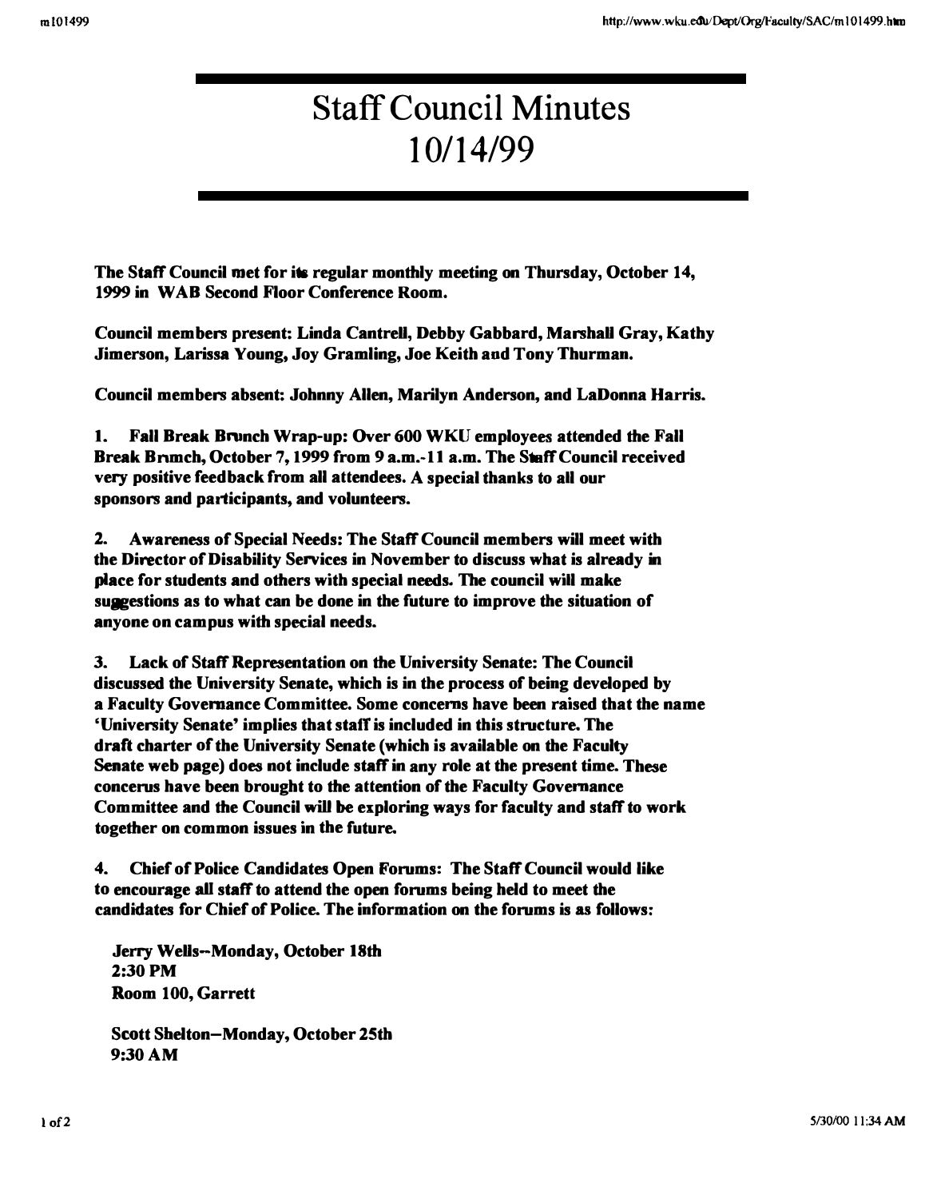# Staff Council Minutes 10/14/99

**The Staff Council met for its regular monthly meeting on Thursday, October 14, 1999 in WAB Second Floor Conference Room.**

**Council members present: Linda Cantrell, Debby Gabbard, Marshall Gray, Kathy Jimerson, Larissa Young, Joy Gramling, Joe Keith and Tony Thurman.**

**Council members absent: Johnny Allen, Marilyn Anderson, and LaDonna Harris.**

**1. Fall Break Brunch Wrap-up: Over 600 WKU employees attended the Fall Break Brunch, October 7, 1999 from 9 a.m.-11 a.m. The Staff Council received very positive feedback from all attendees. A special thanks to all our sponsors and participants, and volunteers.**

**2. Awareness of Special Needs: The Staff Council members will meet with the Director of Disability Services in November to discuss what is already in place for students and others with special needs. The council will make suggestions as to what can be done in the future to improve the situation of anyone on campus with special needs.**

**3. Lack of Staff Representation on the University Senate: The Council discussed the University Senate, which is in the process of being developed by a Faculty Governance Committee. Some concerns have been raised that the name 'University Senate' implies that staff is included in this structure. The draft charter of the University Senate (which is available on the Faculty Senate web page) does not include staff in any role at the present time. These concerns have been brought to the attention of the Faculty Governance Committee and the Council will be exploring ways for faculty and staff to work together on common issues in the future.**

**4. Chief of Police Candidates Open Forums: The Staff Council would like to encourage all staff to attend the open forums being held to meet the candidates for Chief of Police. The information on the forums is as follows:**

**Jerry Wells--Monday, October 18th**
**2:30 PM**
**Room 100, Garrett**

**Scott Shelton--Monday, October 25th**
**9:30 AM**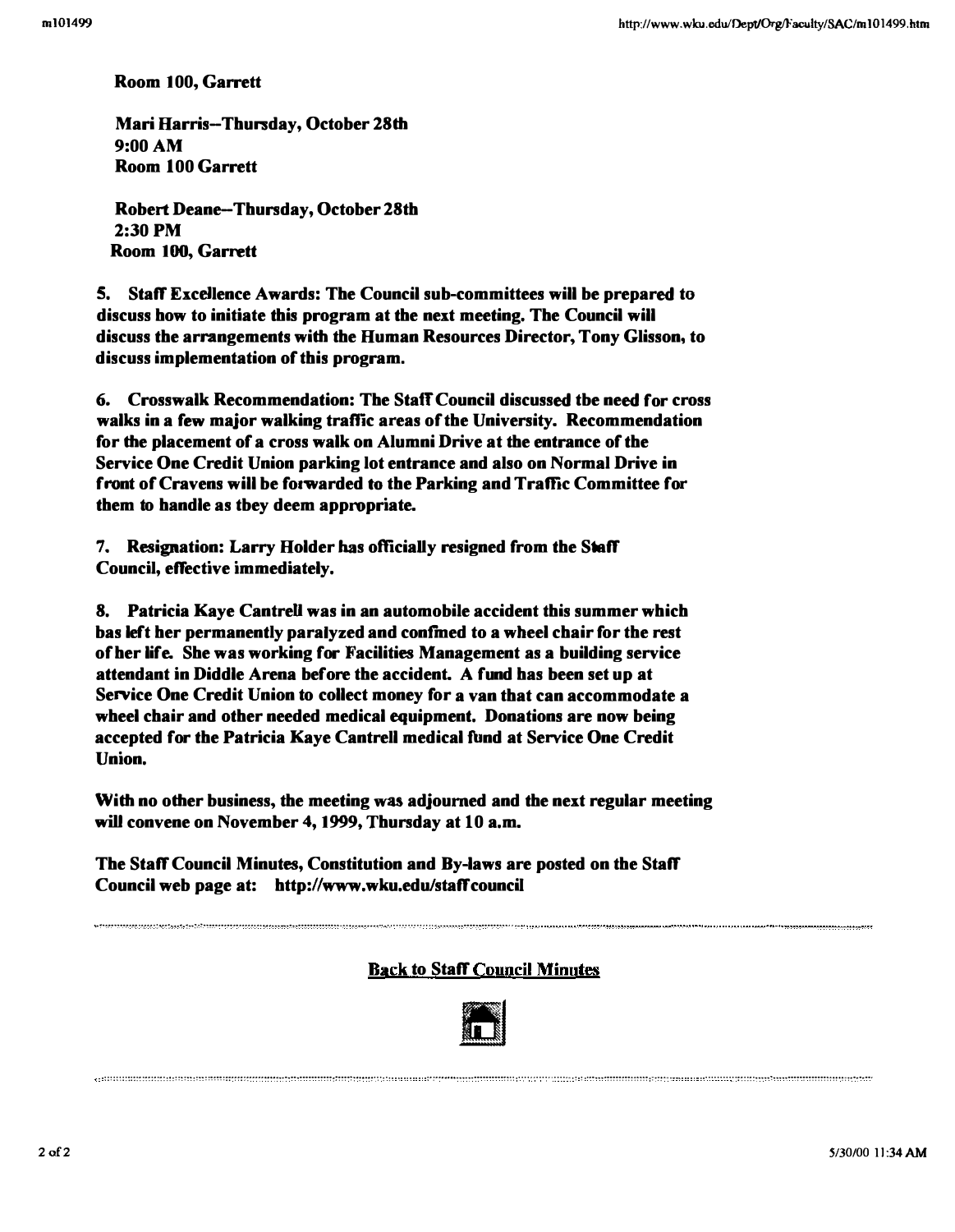Room 100, Garrett

Mari Harris--Thursday, October 28th
9:00 AM
Room 100 Garrett

Robert Deane--Thursday, October 28th
2:30 PM
Room 100, Garrett

5. Staff Excellence Awards: The Council sub-committees will be prepared to discuss how to initiate this program at the next meeting. The Council will discuss the arrangements with the Human Resources Director, Tony Glisson, to discuss implementation of this program.

6. Crosswalk Recommendation: The Staff Council discussed tbe need for cross walks in a few major walking traffic areas of the University. Recommendation for the placement of a cross walk on Alumni Drive at the entrance of the Service One Credit Union parking lot entrance and also on Normal Drive in front of Cravens will be forwarded to the Parking and Traffic Committee for them to handle as tbey deem appropriate.

7. Resignation: Larry Holder has officially resigned from the Staff Council, effective immediately.

8. Patricia Kaye Cantrell was in an automobile accident this summer which bas left her permanently paralyzed and confined to a wheel chair for the rest of her life. She was working for Facilities Management as a building service attendant in Diddle Arena before the accident. A fund has been set up at Service One Credit Union to collect money for a van that can accommodate a wheel chair and other needed medical equipment. Donations are now being accepted for the Patricia Kaye Cantrell medical fund at Service One Credit Union.

With no other business, the meeting was adjourned and the next regular meeting will convene on November 4, 1999, Thursday at 10 a.m.

The Staff Council Minutes, Constitution and By-laws are posted on the Staff Council web page at: http://www.wku.edu/staffcouncil

---

Back to Staff Council Minutes

---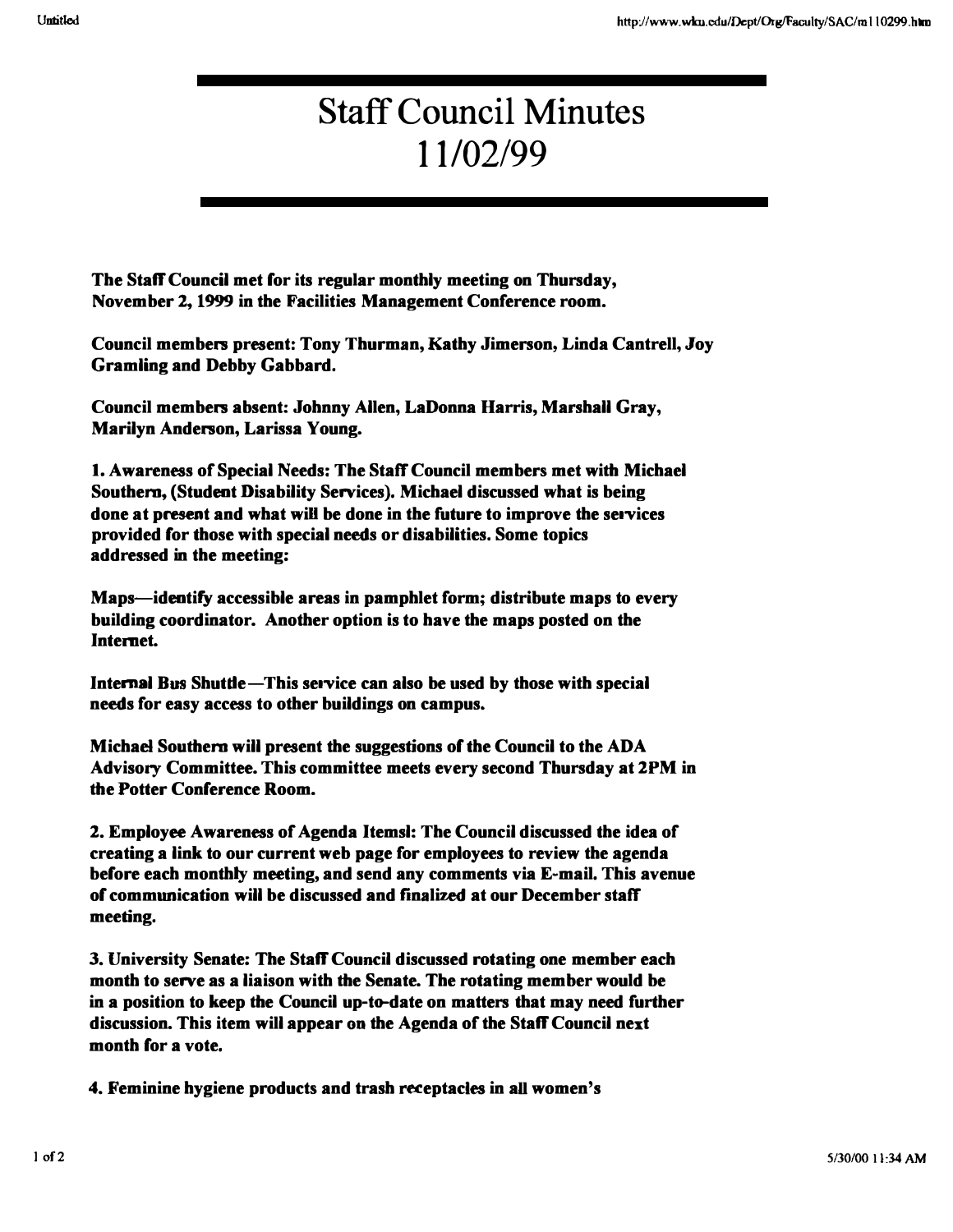# Staff Council Minutes 11/02/99

**The Staff Council met for its regular monthly meeting on Thursday, November 2, 1999 in the Facilities Management Conference room.**

**Council members present: Tony Thurman, Kathy Jimerson, Linda Cantrell, Joy Gramling and Debby Gabbard.**

**Council members absent: Johnny Allen, LaDonna Harris, Marshall Gray, Marilyn Anderson, Larissa Young.**

**1. Awareness of Special Needs: The Staff Council members met with Michael Southern, (Student Disability Services). Michael discussed what is being done at present and what will be done in the future to improve the services provided for those with special needs or disabilities. Some topics addressed in the meeting:**

**Maps—identify accessible areas in pamphlet form; distribute maps to every building coordinator. Another option is to have the maps posted on the Internet.**

**Internal Bus Shuttle—This service can also be used by those with special needs for easy access to other buildings on campus.**

**Michael Southern will present the suggestions of the Council to the ADA Advisory Committee. This committee meets every second Thursday at 2PM in the Potter Conference Room.**

**2. Employee Awareness of Agenda Itemsl: The Council discussed the idea of creating a link to our current web page for employees to review the agenda before each monthly meeting, and send any comments via E-mail. This avenue of communication will be discussed and finalized at our December staff meeting.**

**3. University Senate: The Staff Council discussed rotating one member each month to serve as a liaison with the Senate. The rotating member would be in a position to keep the Council up-to-date on matters that may need further discussion. This item will appear on the Agenda of the Staff Council next month for a vote.**

**4. Feminine hygiene products and trash receptacles in all women's**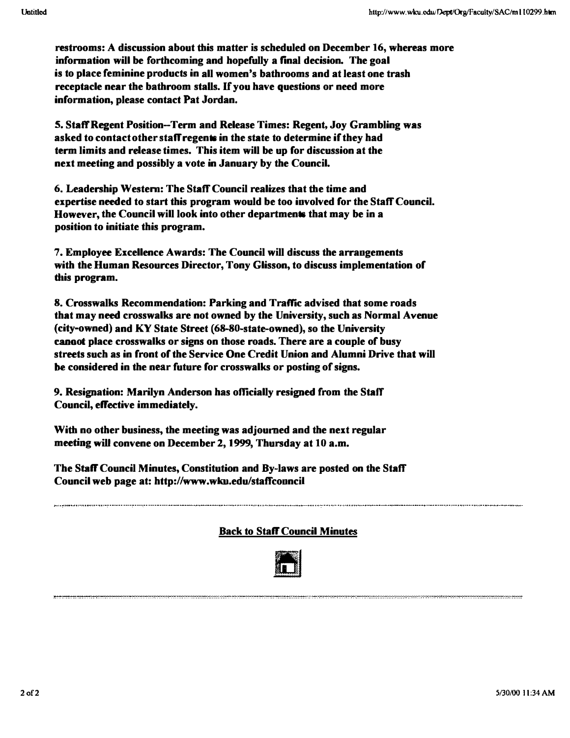**restrooms: A discussion about this matter is scheduled on December 16, whereas more information will be forthcoming and hopefully a final decision. The goal is to place feminine products in all women's bathrooms and at least one trash receptacle near the bathroom stalls. If you have questions or need more information, please contact Pat Jordan.**

**5. Staff Regent Position--Term and Release Times: Regent, Joy Grambling was asked to contact other staff regents in the state to determine if they had term limits and release times. This item will be up for discussion at the next meeting and possibly a vote in January by the Council.**

**6. Leadership Western: The Staff Council realizes that the time and expertise needed to start this program would be too involved for the Staff Council. However, the Council will look into other departments that may be in a position to initiate this program.**

**7. Employee Excellence Awards: The Council will discuss the arrangements with the Human Resources Director, Tony Glisson, to discuss implementation of this program.**

**8. Crosswalks Recommendation: Parking and Traffic advised that some roads that may need crosswalks are not owned by the University, such as Normal Avenue (city-owned) and KY State Street (68-80-state-owned), so the University cannot place crosswalks or signs on those roads. There are a couple of busy streets such as in front of the Service One Credit Union and Alumni Drive that will be considered in the near future for crosswalks or posting of signs.**

**9. Resignation: Marilyn Anderson has officially resigned from the Staff Council, effective immediately.**

**With no other business, the meeting was adjourned and the next regular meeting will convene on December 2, 1999, Thursday at 10 a.m.**

**The Staff Council Minutes, Constitution and By-laws are posted on the Staff Council web page at: http://www.wku.edu/staffcouncil**

---

Back to Staff Council Minutes

---